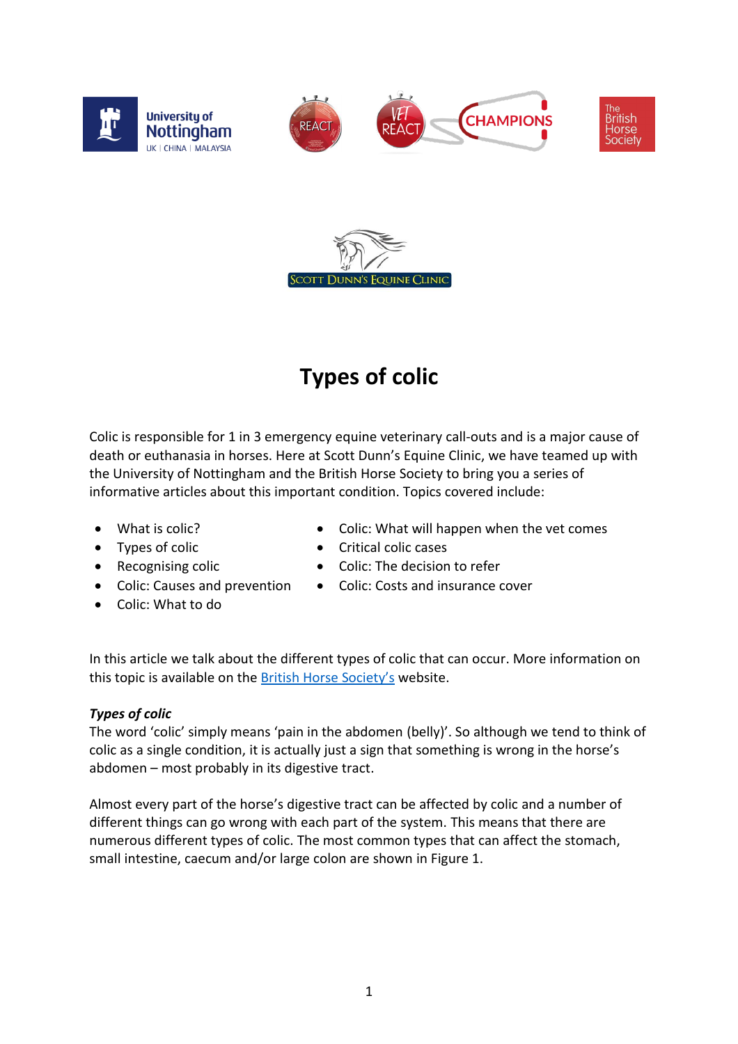# Types of colic

Colic is responsible for 1 in 3 emergency equine veterinary call-outs and is a major cause of death or euthanasia in horses. Here at Scott Dunn's Equine Clinic, we have teamed up with the University of Nottingham and the British Horse Society to bring you a series of informative articles about this important condition. Topics covered include:

- What is colic?
- Types of colic
- Recognising colic
- Colic: Causes and prevention
- Colic: What to do
- Colic: What will happen when the vet comes
- Critical colic cases
- Colic: The decision to refer
- Colic: Costs and insurance cover

In this article we talk about the different types of colic that can occur. More information on this topic is available on the British Horse Society's website.

***Types of colic***

The word 'colic' simply means 'pain in the abdomen (belly)'. So although we tend to think of colic as a single condition, it is actually just a sign that something is wrong in the horse's abdomen – most probably in its digestive tract.

Almost every part of the horse's digestive tract can be affected by colic and a number of different things can go wrong with each part of the system. This means that there are numerous different types of colic. The most common types that can affect the stomach, small intestine, caecum and/or large colon are shown in Figure 1.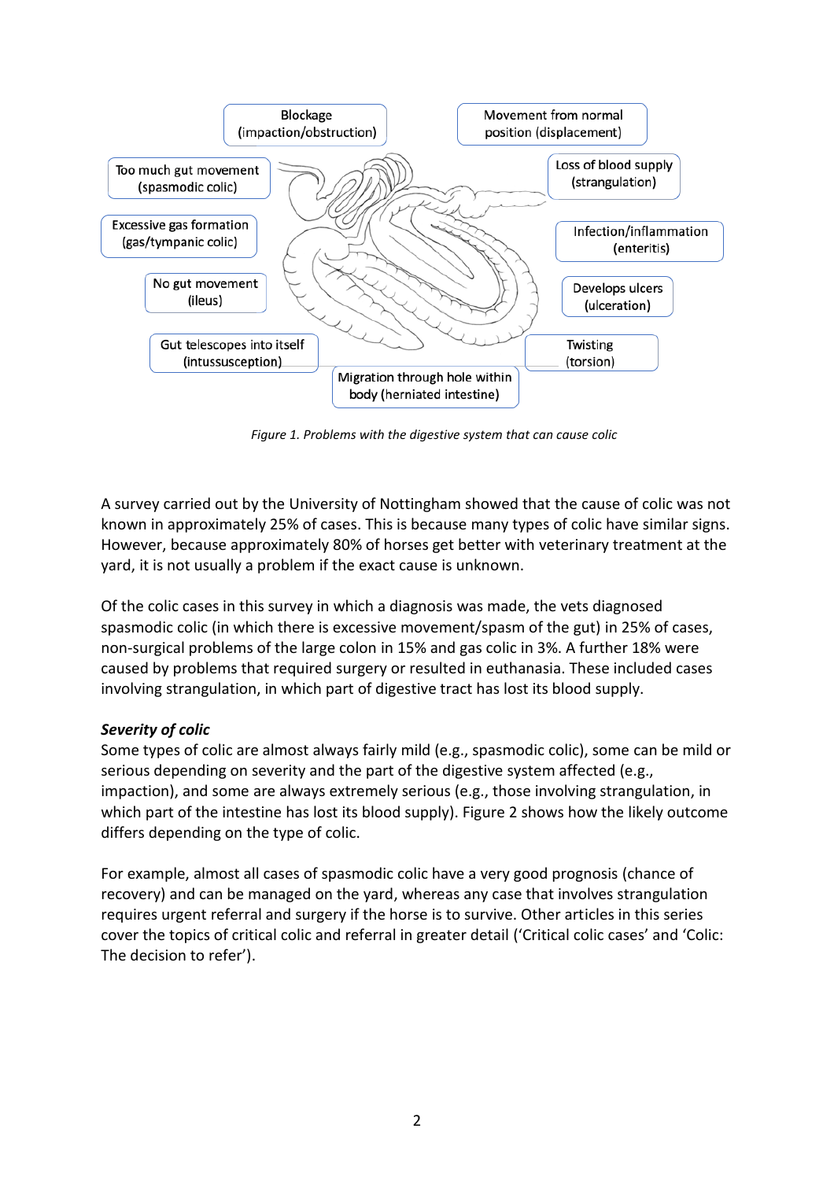Blockage (impaction/obstruction)

Movement from normal position (displacement)

Too much gut movement (spasmodic colic)

Loss of blood supply (strangulation)

Excessive gas formation (gas/tympanic colic)

Infection/inflammation (enteritis)

No gut movement (ileus)

Develops ulcers (ulceration)

Gut telescopes into itself (intussusception)

Twisting (torsion)

Migration through hole within body (herniated intestine)

*Figure 1. Problems with the digestive system that can cause colic*

A survey carried out by the University of Nottingham showed that the cause of colic was not known in approximately 25% of cases. This is because many types of colic have similar signs. However, because approximately 80% of horses get better with veterinary treatment at the yard, it is not usually a problem if the exact cause is unknown.

Of the colic cases in this survey in which a diagnosis was made, the vets diagnosed spasmodic colic (in which there is excessive movement/spasm of the gut) in 25% of cases, non-surgical problems of the large colon in 15% and gas colic in 3%. A further 18% were caused by problems that required surgery or resulted in euthanasia. These included cases involving strangulation, in which part of digestive tract has lost its blood supply.

***Severity of colic***

Some types of colic are almost always fairly mild (e.g., spasmodic colic), some can be mild or serious depending on severity and the part of the digestive system affected (e.g., impaction), and some are always extremely serious (e.g., those involving strangulation, in which part of the intestine has lost its blood supply). Figure 2 shows how the likely outcome differs depending on the type of colic.

For example, almost all cases of spasmodic colic have a very good prognosis (chance of recovery) and can be managed on the yard, whereas any case that involves strangulation requires urgent referral and surgery if the horse is to survive. Other articles in this series cover the topics of critical colic and referral in greater detail ('Critical colic cases' and 'Colic: The decision to refer').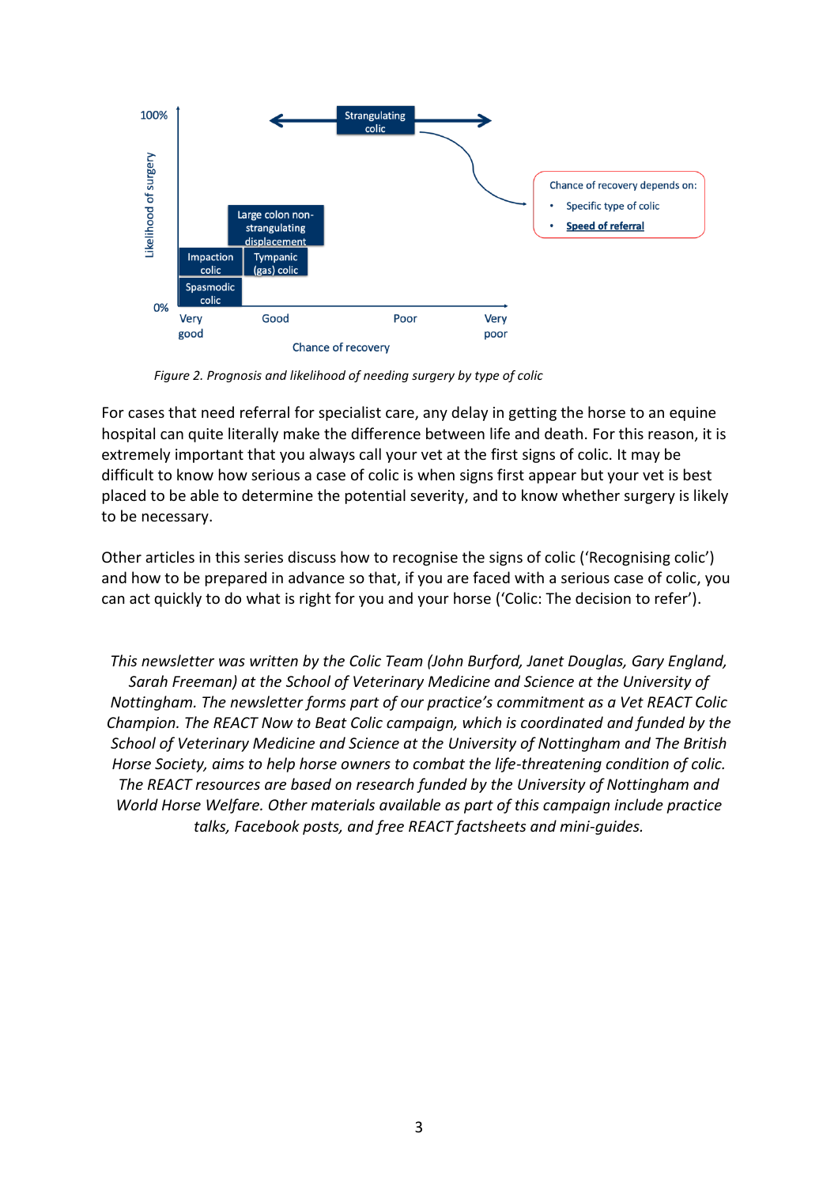100%

Likelihood of surgery

0%

Strangulating colic

Large colon non-strangulating displacement

Impaction colic

Tympanic (gas) colic

Spasmodic colic

Very good

Good

Poor

Very poor

Chance of recovery

Chance of recovery depends on:
- Specific type of colic
- **Speed of referral**

*Figure 2. Prognosis and likelihood of needing surgery by type of colic*

For cases that need referral for specialist care, any delay in getting the horse to an equine hospital can quite literally make the difference between life and death. For this reason, it is extremely important that you always call your vet at the first signs of colic. It may be difficult to know how serious a case of colic is when signs first appear but your vet is best placed to be able to determine the potential severity, and to know whether surgery is likely to be necessary.

Other articles in this series discuss how to recognise the signs of colic ('Recognising colic') and how to be prepared in advance so that, if you are faced with a serious case of colic, you can act quickly to do what is right for you and your horse ('Colic: The decision to refer').

*This newsletter was written by the Colic Team (John Burford, Janet Douglas, Gary England, Sarah Freeman) at the School of Veterinary Medicine and Science at the University of Nottingham. The newsletter forms part of our practice's commitment as a Vet REACT Colic Champion. The REACT Now to Beat Colic campaign, which is coordinated and funded by the School of Veterinary Medicine and Science at the University of Nottingham and The British Horse Society, aims to help horse owners to combat the life-threatening condition of colic. The REACT resources are based on research funded by the University of Nottingham and World Horse Welfare. Other materials available as part of this campaign include practice talks, Facebook posts, and free REACT factsheets and mini-guides.*